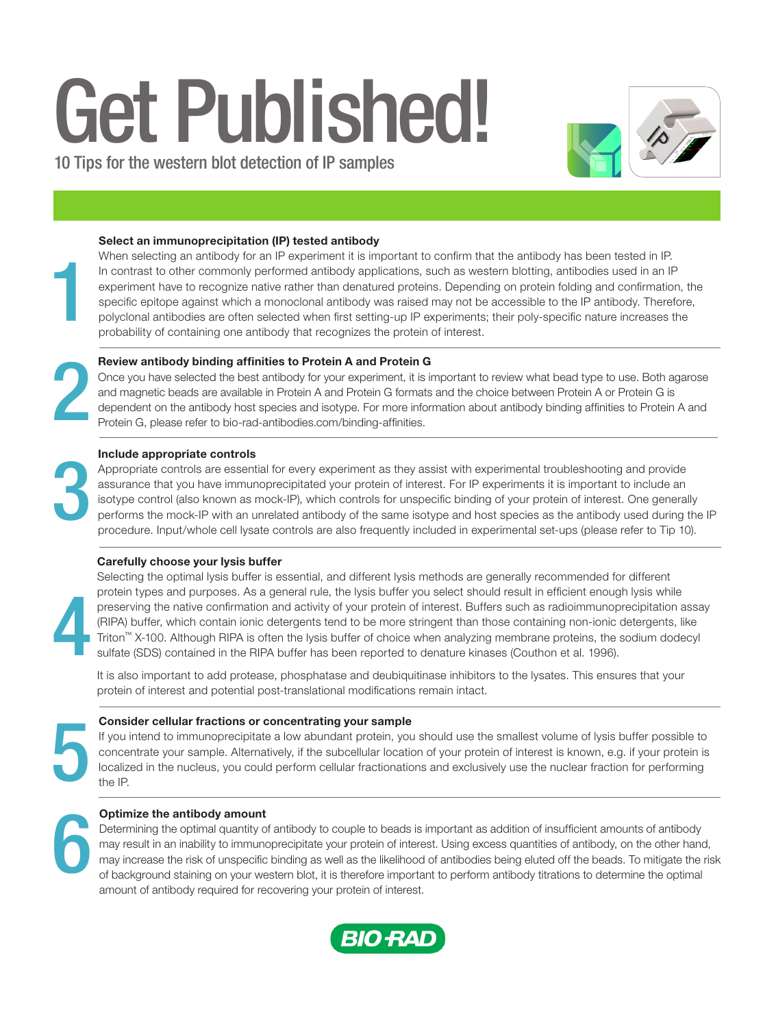# Get Published!

10 Tips for the western blot detection of IP samples

## 1 Select an immunoprecipitation (IP) tested antibody

When selecting an antibody for an IP experiment it is important to confirm that the antibody has been tested in IP. In contrast to other commonly performed antibody applications, such as western blotting, antibodies used in an IP experiment have to recognize native rather than denatured proteins. Depending on protein folding and confirmation, the specific epitope against which a monoclonal antibody was raised may not be accessible to the IP antibody. Therefore, polyclonal antibodies are often selected when first setting-up IP experiments; their poly-specific nature increases the probability of containing one antibody that recognizes the protein of interest.

## 2 Review antibody binding affinities to Protein A and Protein G

Once you have selected the best antibody for your experiment, it is important to review what bead type to use. Both agarose and magnetic beads are available in Protein A and Protein G formats and the choice between Protein A or Protein G is dependent on the antibody host species and isotype. For more information about antibody binding affinities to Protein A and Protein G, please refer to bio-rad-antibodies.com/binding-affinities.

## 3 Include appropriate controls

Appropriate controls are essential for every experiment as they assist with experimental troubleshooting and provide assurance that you have immunoprecipitated your protein of interest. For IP experiments it is important to include an isotype control (also known as mock-IP), which controls for unspecific binding of your protein of interest. One generally performs the mock-IP with an unrelated antibody of the same isotype and host species as the antibody used during the IP procedure. Input/whole cell lysate controls are also frequently included in experimental set-ups (please refer to Tip 10).

## 4 Carefully choose your lysis buffer

Selecting the optimal lysis buffer is essential, and different lysis methods are generally recommended for different protein types and purposes. As a general rule, the lysis buffer you select should result in efficient enough lysis while preserving the native confirmation and activity of your protein of interest. Buffers such as radioimmunoprecipitation assay (RIPA) buffer, which contain ionic detergents tend to be more stringent than those containing non-ionic detergents, like Triton™ X-100. Although RIPA is often the lysis buffer of choice when analyzing membrane proteins, the sodium dodecyl sulfate (SDS) contained in the RIPA buffer has been reported to denature kinases (Couthon et al. 1996).

It is also important to add protease, phosphatase and deubiquitinase inhibitors to the lysates. This ensures that your protein of interest and potential post-translational modifications remain intact.

## 5 Consider cellular fractions or concentrating your sample

If you intend to immunoprecipitate a low abundant protein, you should use the smallest volume of lysis buffer possible to concentrate your sample. Alternatively, if the subcellular location of your protein of interest is known, e.g. if your protein is localized in the nucleus, you could perform cellular fractionations and exclusively use the nuclear fraction for performing the IP.

## 6 Optimize the antibody amount

Determining the optimal quantity of antibody to couple to beads is important as addition of insufficient amounts of antibody may result in an inability to immunoprecipitate your protein of interest. Using excess quantities of antibody, on the other hand, may increase the risk of unspecific binding as well as the likelihood of antibodies being eluted off the beads. To mitigate the risk of background staining on your western blot, it is therefore important to perform antibody titrations to determine the optimal amount of antibody required for recovering your protein of interest.

BIO-RAD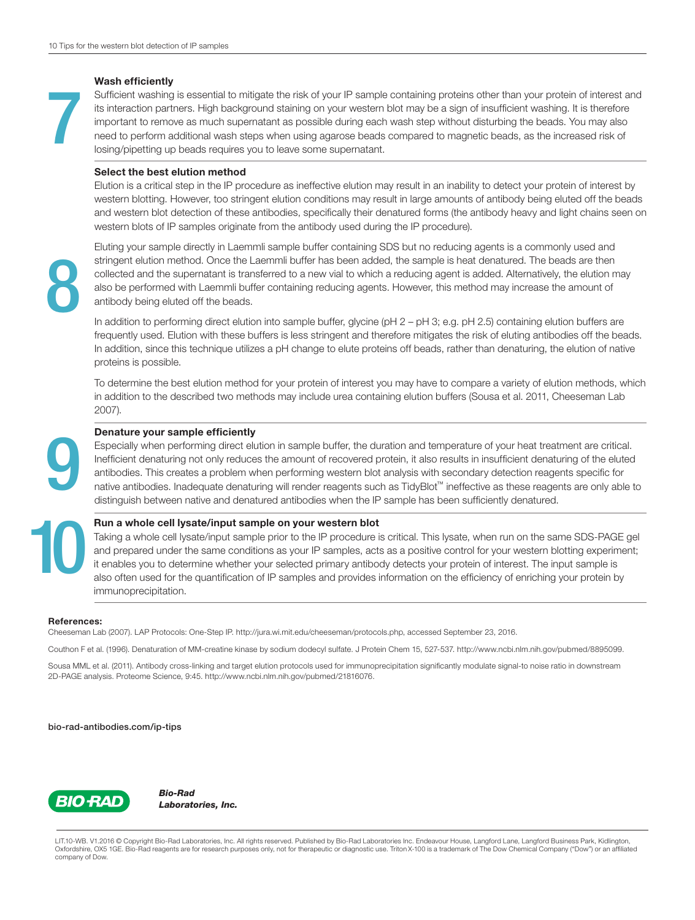## 7 Wash efficiently

Sufficient washing is essential to mitigate the risk of your IP sample containing proteins other than your protein of interest and its interaction partners. High background staining on your western blot may be a sign of insufficient washing. It is therefore important to remove as much supernatant as possible during each wash step without disturbing the beads. You may also need to perform additional wash steps when using agarose beads compared to magnetic beads, as the increased risk of losing/pipetting up beads requires you to leave some supernatant.

## 8 Select the best elution method

Elution is a critical step in the IP procedure as ineffective elution may result in an inability to detect your protein of interest by western blotting. However, too stringent elution conditions may result in large amounts of antibody being eluted off the beads and western blot detection of these antibodies, specifically their denatured forms (the antibody heavy and light chains seen on western blots of IP samples originate from the antibody used during the IP procedure).

Eluting your sample directly in Laemmli sample buffer containing SDS but no reducing agents is a commonly used and stringent elution method. Once the Laemmli buffer has been added, the sample is heat denatured. The beads are then collected and the supernatant is transferred to a new vial to which a reducing agent is added. Alternatively, the elution may also be performed with Laemmli buffer containing reducing agents. However, this method may increase the amount of antibody being eluted off the beads.

In addition to performing direct elution into sample buffer, glycine (pH 2 – pH 3; e.g. pH 2.5) containing elution buffers are frequently used. Elution with these buffers is less stringent and therefore mitigates the risk of eluting antibodies off the beads. In addition, since this technique utilizes a pH change to elute proteins off beads, rather than denaturing, the elution of native proteins is possible.

To determine the best elution method for your protein of interest you may have to compare a variety of elution methods, which in addition to the described two methods may include urea containing elution buffers (Sousa et al. 2011, Cheeseman Lab 2007).

## 9 Denature your sample efficiently

Especially when performing direct elution in sample buffer, the duration and temperature of your heat treatment are critical. Inefficient denaturing not only reduces the amount of recovered protein, it also results in insufficient denaturing of the eluted antibodies. This creates a problem when performing western blot analysis with secondary detection reagents specific for native antibodies. Inadequate denaturing will render reagents such as TidyBlot™ ineffective as these reagents are only able to distinguish between native and denatured antibodies when the IP sample has been sufficiently denatured.

## 10 Run a whole cell lysate/input sample on your western blot

Taking a whole cell lysate/input sample prior to the IP procedure is critical. This lysate, when run on the same SDS-PAGE gel and prepared under the same conditions as your IP samples, acts as a positive control for your western blotting experiment; it enables you to determine whether your selected primary antibody detects your protein of interest. The input sample is also often used for the quantification of IP samples and provides information on the efficiency of enriching your protein by immunoprecipitation.

**References:**

Cheeseman Lab (2007). LAP Protocols: One-Step IP. http://jura.wi.mit.edu/cheeseman/protocols.php, accessed September 23, 2016.

Couthon F et al. (1996). Denaturation of MM-creatine kinase by sodium dodecyl sulfate. J Protein Chem 15, 527-537. http://www.ncbi.nlm.nih.gov/pubmed/8895099.

Sousa MML et al. (2011). Antibody cross-linking and target elution protocols used for immunoprecipitation significantly modulate signal-to noise ratio in downstream 2D-PAGE analysis. Proteome Science, 9:45. http://www.ncbi.nlm.nih.gov/pubmed/21816076.

bio-rad-antibodies.com/ip-tips

BIO-RAD

*Bio-Rad Laboratories, Inc.*

LIT.10-WB. V1.2016 © Copyright Bio-Rad Laboratories, Inc. All rights reserved. Published by Bio-Rad Laboratories Inc. Endeavour House, Langford Lane, Langford Business Park, Kidlington, Oxfordshire, OX5 1GE. Bio-Rad reagents are for research purposes only, not for therapeutic or diagnostic use. Triton X-100 is a trademark of The Dow Chemical Company ("Dow") or an affiliated company of Dow.